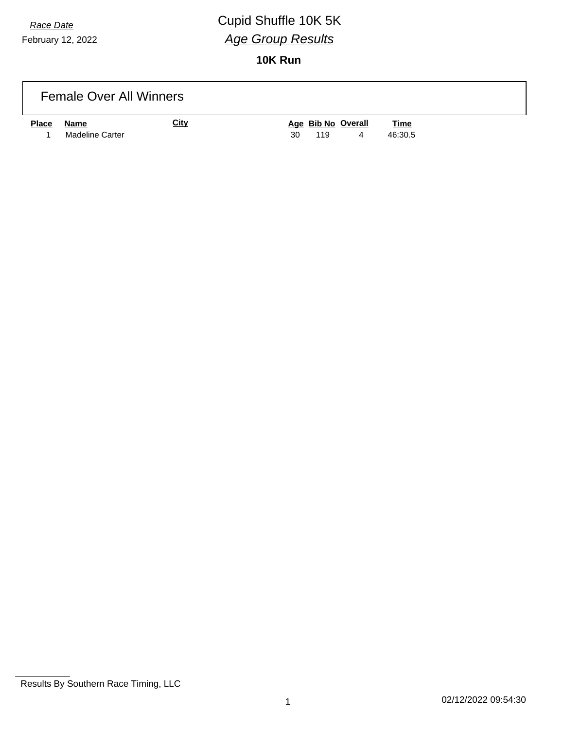*Race Date*
February 12, 2022

# Cupid Shuffle 10K 5K

## *Age Group Results*

### 10K Run

#### Female Over All Winners

| Place | Name | City | Age | Bib No | Overall | Time |
|---|---|---|---|---|---|---|
| 1 | Madeline Carter | | 30 | 119 | 4 | 46:30.5 |

Results By Southern Race Timing, LLC

02/12/2022 09:54:30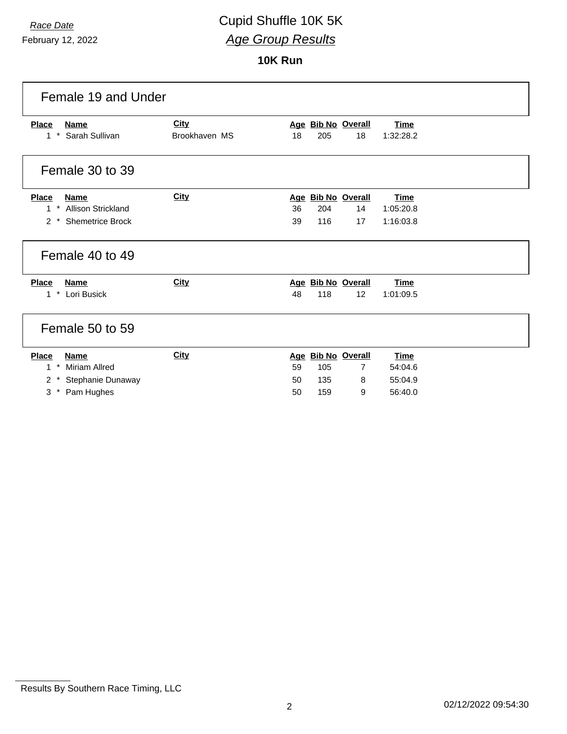*Race Date*

February 12, 2022

# Cupid Shuffle 10K 5K

## *Age Group Results*

### 10K Run

## Female 19 and Under

| Place | Name | City | Age | Bib No | Overall | Time |
|---|---|---|---|---|---|---|
| 1 * | Sarah Sullivan | Brookhaven MS | 18 | 205 | 18 | 1:32:28.2 |

## Female 30 to 39

| Place | Name | City | Age | Bib No | Overall | Time |
|---|---|---|---|---|---|---|
| 1 * | Allison Strickland | | 36 | 204 | 14 | 1:05:20.8 |
| 2 * | Shemetrice Brock | | 39 | 116 | 17 | 1:16:03.8 |

## Female 40 to 49

| Place | Name | City | Age | Bib No | Overall | Time |
|---|---|---|---|---|---|---|
| 1 * | Lori Busick | | 48 | 118 | 12 | 1:01:09.5 |

## Female 50 to 59

| Place | Name | City | Age | Bib No | Overall | Time |
|---|---|---|---|---|---|---|
| 1 * | Miriam Allred | | 59 | 105 | 7 | 54:04.6 |
| 2 * | Stephanie Dunaway | | 50 | 135 | 8 | 55:04.9 |
| 3 * | Pam Hughes | | 50 | 159 | 9 | 56:40.0 |

Results By Southern Race Timing, LLC

02/12/2022 09:54:30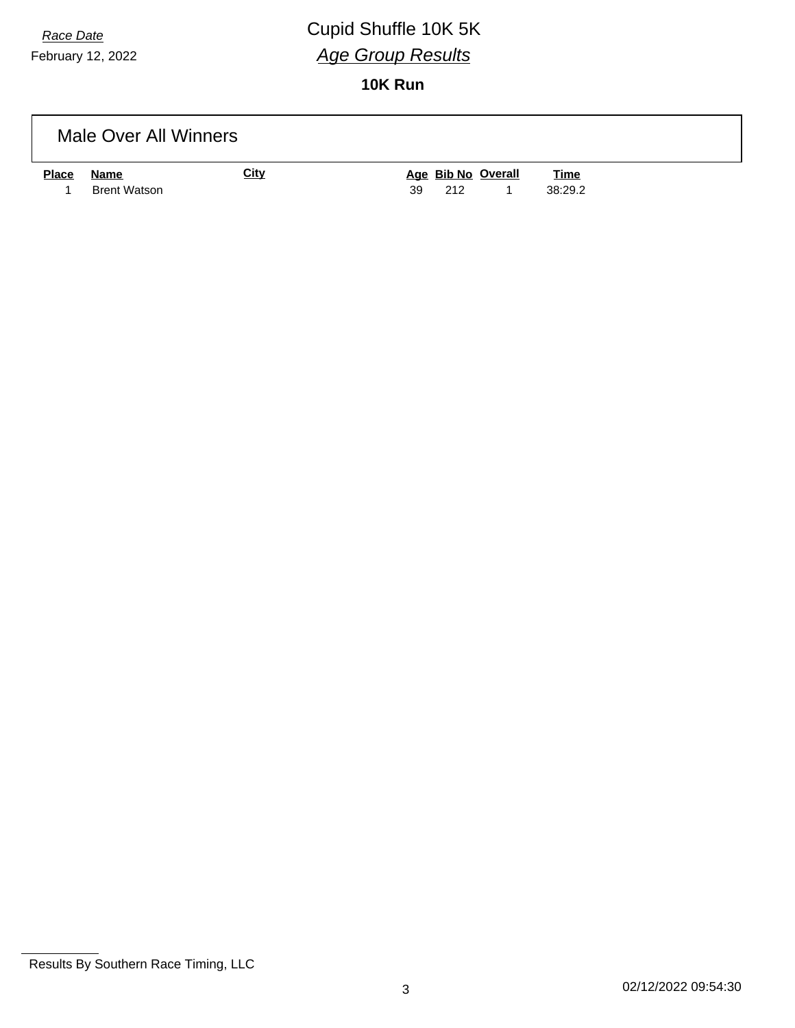*Race Date*

February 12, 2022

# Cupid Shuffle 10K 5K

## *Age Group Results*

### 10K Run

## Male Over All Winners

| Place | Name | City | Age | Bib No | Overall | Time |
|---|---|---|---|---|---|---|
| 1 | Brent Watson | | 39 | 212 | 1 | 38:29.2 |

Results By Southern Race Timing, LLC

02/12/2022 09:54:30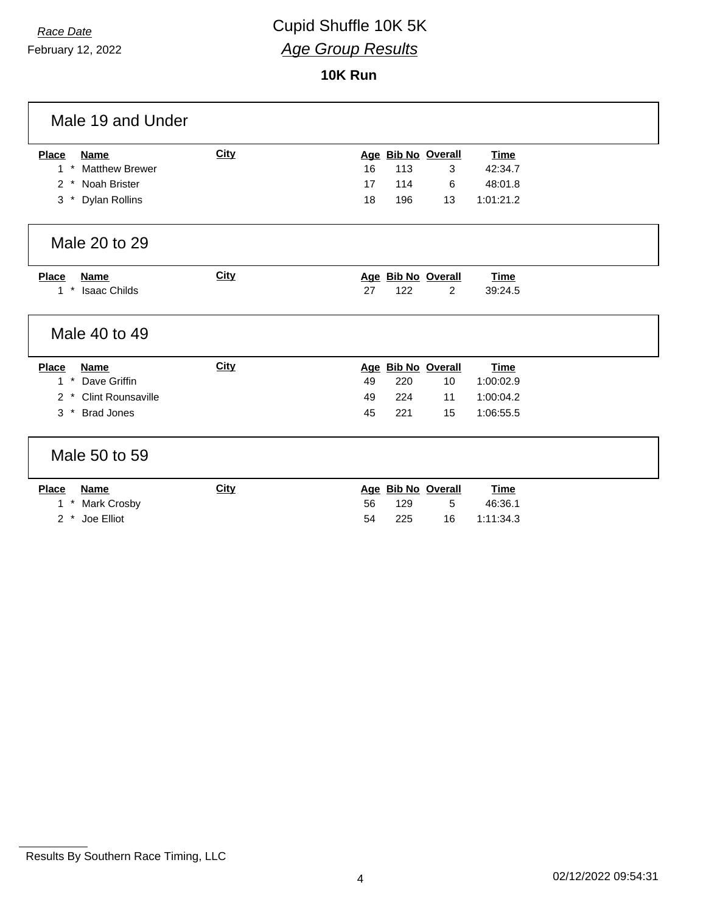*Race Date*
February 12, 2022

# Cupid Shuffle 10K 5K

## *Age Group Results*

### 10K Run

### Male 19 and Under

| Place | | Name | City | Age | Bib No | Overall | Time |
|---|---|---|---|---|---|---|---|
| 1 | * | Matthew Brewer | | 16 | 113 | 3 | 42:34.7 |
| 2 | * | Noah Brister | | 17 | 114 | 6 | 48:01.8 |
| 3 | * | Dylan Rollins | | 18 | 196 | 13 | 1:01:21.2 |

### Male 20 to 29

| Place | | Name | City | Age | Bib No | Overall | Time |
|---|---|---|---|---|---|---|---|
| 1 | * | Isaac Childs | | 27 | 122 | 2 | 39:24.5 |

### Male 40 to 49

| Place | | Name | City | Age | Bib No | Overall | Time |
|---|---|---|---|---|---|---|---|
| 1 | * | Dave Griffin | | 49 | 220 | 10 | 1:00:02.9 |
| 2 | * | Clint Rounsaville | | 49 | 224 | 11 | 1:00:04.2 |
| 3 | * | Brad Jones | | 45 | 221 | 15 | 1:06:55.5 |

### Male 50 to 59

| Place | | Name | City | Age | Bib No | Overall | Time |
|---|---|---|---|---|---|---|---|
| 1 | * | Mark Crosby | | 56 | 129 | 5 | 46:36.1 |
| 2 | * | Joe Elliot | | 54 | 225 | 16 | 1:11:34.3 |

Results By Southern Race Timing, LLC

02/12/2022 09:54:31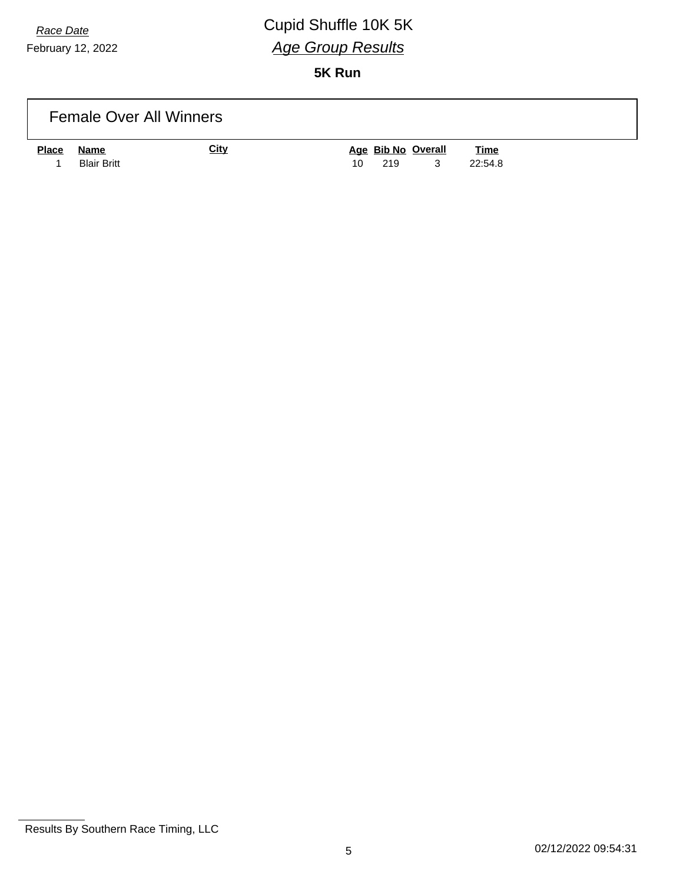*Race Date*
February 12, 2022

# Cupid Shuffle 10K 5K

## *Age Group Results*

### **5K Run**

## Female Over All Winners

| Place | Name | City | Age | Bib No | Overall | Time |
|---|---|---|---|---|---|---|
| 1 | Blair Britt | | 10 | 219 | 3 | 22:54.8 |

Results By Southern Race Timing, LLC

02/12/2022 09:54:31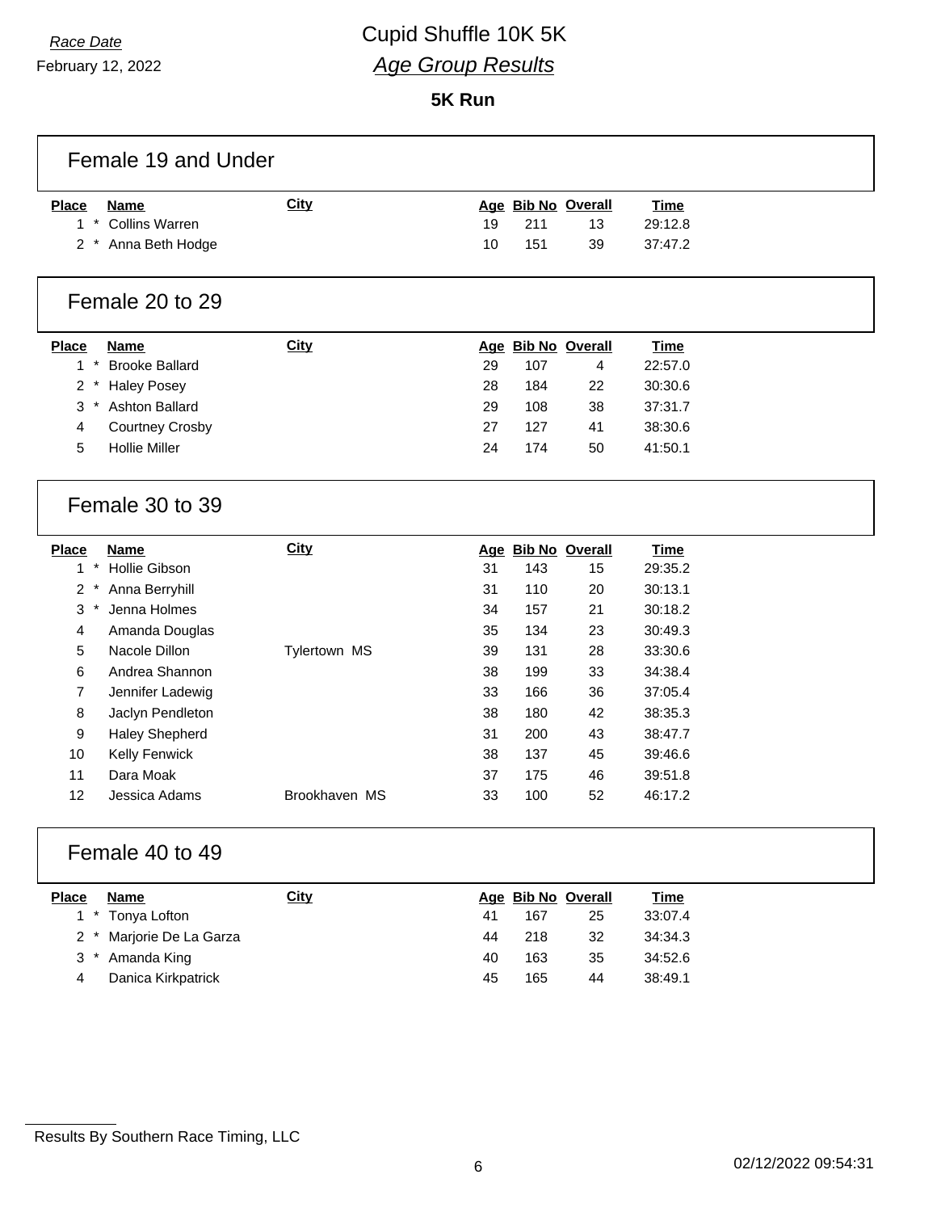*Race Date*

February 12, 2022

# Cupid Shuffle 10K 5K

## *Age Group Results*

**5K Run**

### Female 19 and Under

| Place | | Name | City | Age | Bib No | Overall | Time |
|---|---|---|---|---|---|---|---|
| 1 | * | Collins Warren | | 19 | 211 | 13 | 29:12.8 |
| 2 | * | Anna Beth Hodge | | 10 | 151 | 39 | 37:47.2 |

### Female 20 to 29

| Place | | Name | City | Age | Bib No | Overall | Time |
|---|---|---|---|---|---|---|---|
| 1 | * | Brooke Ballard | | 29 | 107 | 4 | 22:57.0 |
| 2 | * | Haley Posey | | 28 | 184 | 22 | 30:30.6 |
| 3 | * | Ashton Ballard | | 29 | 108 | 38 | 37:31.7 |
| 4 | | Courtney Crosby | | 27 | 127 | 41 | 38:30.6 |
| 5 | | Hollie Miller | | 24 | 174 | 50 | 41:50.1 |

### Female 30 to 39

| Place | | Name | City | Age | Bib No | Overall | Time |
|---|---|---|---|---|---|---|---|
| 1 | * | Hollie Gibson | | 31 | 143 | 15 | 29:35.2 |
| 2 | * | Anna Berryhill | | 31 | 110 | 20 | 30:13.1 |
| 3 | * | Jenna Holmes | | 34 | 157 | 21 | 30:18.2 |
| 4 | | Amanda Douglas | | 35 | 134 | 23 | 30:49.3 |
| 5 | | Nacole Dillon | Tylertown MS | 39 | 131 | 28 | 33:30.6 |
| 6 | | Andrea Shannon | | 38 | 199 | 33 | 34:38.4 |
| 7 | | Jennifer Ladewig | | 33 | 166 | 36 | 37:05.4 |
| 8 | | Jaclyn Pendleton | | 38 | 180 | 42 | 38:35.3 |
| 9 | | Haley Shepherd | | 31 | 200 | 43 | 38:47.7 |
| 10 | | Kelly Fenwick | | 38 | 137 | 45 | 39:46.6 |
| 11 | | Dara Moak | | 37 | 175 | 46 | 39:51.8 |
| 12 | | Jessica Adams | Brookhaven MS | 33 | 100 | 52 | 46:17.2 |

### Female 40 to 49

| Place | | Name | City | Age | Bib No | Overall | Time |
|---|---|---|---|---|---|---|---|
| 1 | * | Tonya Lofton | | 41 | 167 | 25 | 33:07.4 |
| 2 | * | Marjorie De La Garza | | 44 | 218 | 32 | 34:34.3 |
| 3 | * | Amanda King | | 40 | 163 | 35 | 34:52.6 |
| 4 | | Danica Kirkpatrick | | 45 | 165 | 44 | 38:49.1 |

Results By Southern Race Timing, LLC

02/12/2022 09:54:31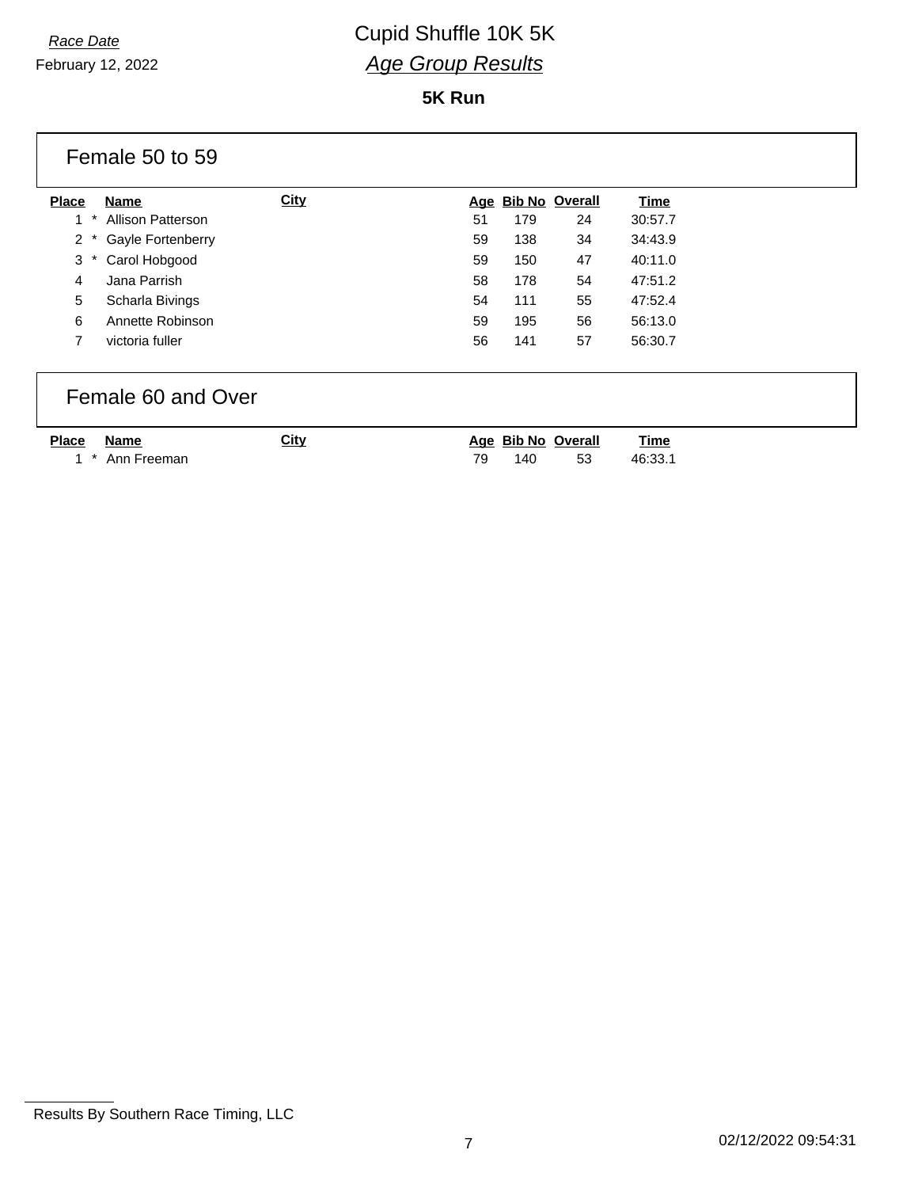*Race Date*

February 12, 2022

# Cupid Shuffle 10K 5K

## *Age Group Results*

### 5K Run

## Female 50 to 59

| Place | Name | City | Age | Bib No | Overall | Time |
|---|---|---|---|---|---|---|
| 1 * | Allison Patterson | | 51 | 179 | 24 | 30:57.7 |
| 2 * | Gayle Fortenberry | | 59 | 138 | 34 | 34:43.9 |
| 3 * | Carol Hobgood | | 59 | 150 | 47 | 40:11.0 |
| 4 | Jana Parrish | | 58 | 178 | 54 | 47:51.2 |
| 5 | Scharla Bivings | | 54 | 111 | 55 | 47:52.4 |
| 6 | Annette Robinson | | 59 | 195 | 56 | 56:13.0 |
| 7 | victoria fuller | | 56 | 141 | 57 | 56:30.7 |

## Female 60 and Over

| Place | Name | City | Age | Bib No | Overall | Time |
|---|---|---|---|---|---|---|
| 1 * | Ann Freeman | | 79 | 140 | 53 | 46:33.1 |

Results By Southern Race Timing, LLC

02/12/2022 09:54:31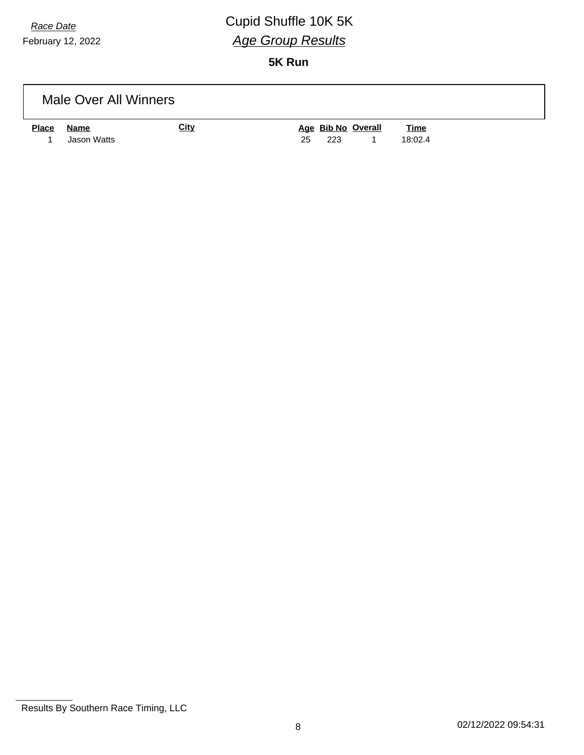*Race Date*
February 12, 2022

# Cupid Shuffle 10K 5K

## *Age Group Results*

### 5K Run

## Male Over All Winners

| Place | Name | City | Age | Bib No | Overall | Time |
|---|---|---|---|---|---|---|
| 1 | Jason Watts | | 25 | 223 | 1 | 18:02.4 |

Results By Southern Race Timing, LLC

02/12/2022 09:54:31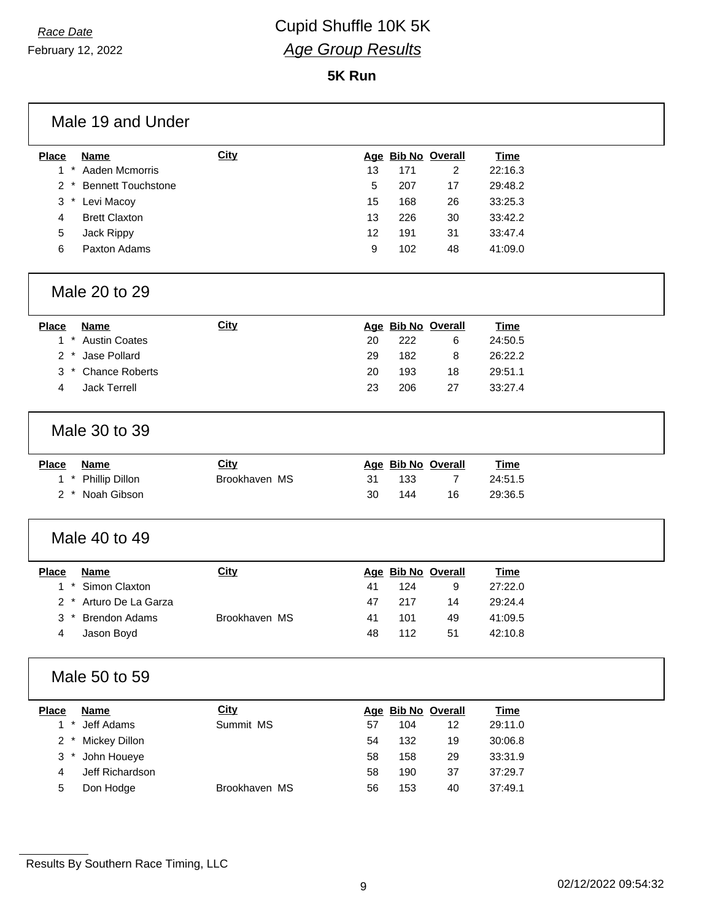*Race Date*

February 12, 2022

# Cupid Shuffle 10K 5K

## *Age Group Results*

### 5K Run

#### Male 19 and Under

| Place | Name | City | Age | Bib No | Overall | Time |
|---|---|---|---|---|---|---|
| 1 * | Aaden Mcmorris | | 13 | 171 | 2 | 22:16.3 |
| 2 * | Bennett Touchstone | | 5 | 207 | 17 | 29:48.2 |
| 3 * | Levi Macoy | | 15 | 168 | 26 | 33:25.3 |
| 4 | Brett Claxton | | 13 | 226 | 30 | 33:42.2 |
| 5 | Jack Rippy | | 12 | 191 | 31 | 33:47.4 |
| 6 | Paxton Adams | | 9 | 102 | 48 | 41:09.0 |

#### Male 20 to 29

| Place | Name | City | Age | Bib No | Overall | Time |
|---|---|---|---|---|---|---|
| 1 * | Austin Coates | | 20 | 222 | 6 | 24:50.5 |
| 2 * | Jase Pollard | | 29 | 182 | 8 | 26:22.2 |
| 3 * | Chance Roberts | | 20 | 193 | 18 | 29:51.1 |
| 4 | Jack Terrell | | 23 | 206 | 27 | 33:27.4 |

#### Male 30 to 39

| Place | Name | City | Age | Bib No | Overall | Time |
|---|---|---|---|---|---|---|
| 1 * | Phillip Dillon | Brookhaven MS | 31 | 133 | 7 | 24:51.5 |
| 2 * | Noah Gibson | | 30 | 144 | 16 | 29:36.5 |

#### Male 40 to 49

| Place | Name | City | Age | Bib No | Overall | Time |
|---|---|---|---|---|---|---|
| 1 * | Simon Claxton | | 41 | 124 | 9 | 27:22.0 |
| 2 * | Arturo De La Garza | | 47 | 217 | 14 | 29:24.4 |
| 3 * | Brendon Adams | Brookhaven MS | 41 | 101 | 49 | 41:09.5 |
| 4 | Jason Boyd | | 48 | 112 | 51 | 42:10.8 |

#### Male 50 to 59

| Place | Name | City | Age | Bib No | Overall | Time |
|---|---|---|---|---|---|---|
| 1 * | Jeff Adams | Summit MS | 57 | 104 | 12 | 29:11.0 |
| 2 * | Mickey Dillon | | 54 | 132 | 19 | 30:06.8 |
| 3 * | John Houeye | | 58 | 158 | 29 | 33:31.9 |
| 4 | Jeff Richardson | | 58 | 190 | 37 | 37:29.7 |
| 5 | Don Hodge | Brookhaven MS | 56 | 153 | 40 | 37:49.1 |

Results By Southern Race Timing, LLC

02/12/2022 09:54:32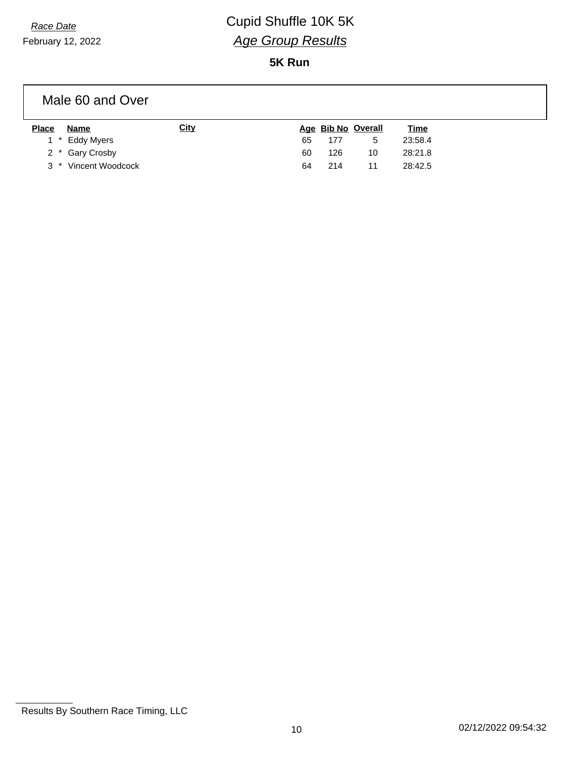*Race Date*

February 12, 2022

# Cupid Shuffle 10K 5K

## *Age Group Results*

### 5K Run

## Male 60 and Over

| Place | | Name | City | Age | Bib No | Overall | Time |
|---|---|---|---|---|---|---|---|
| 1 | * | Eddy Myers | | 65 | 177 | 5 | 23:58.4 |
| 2 | * | Gary Crosby | | 60 | 126 | 10 | 28:21.8 |
| 3 | * | Vincent Woodcock | | 64 | 214 | 11 | 28:42.5 |

Results By Southern Race Timing, LLC

02/12/2022 09:54:32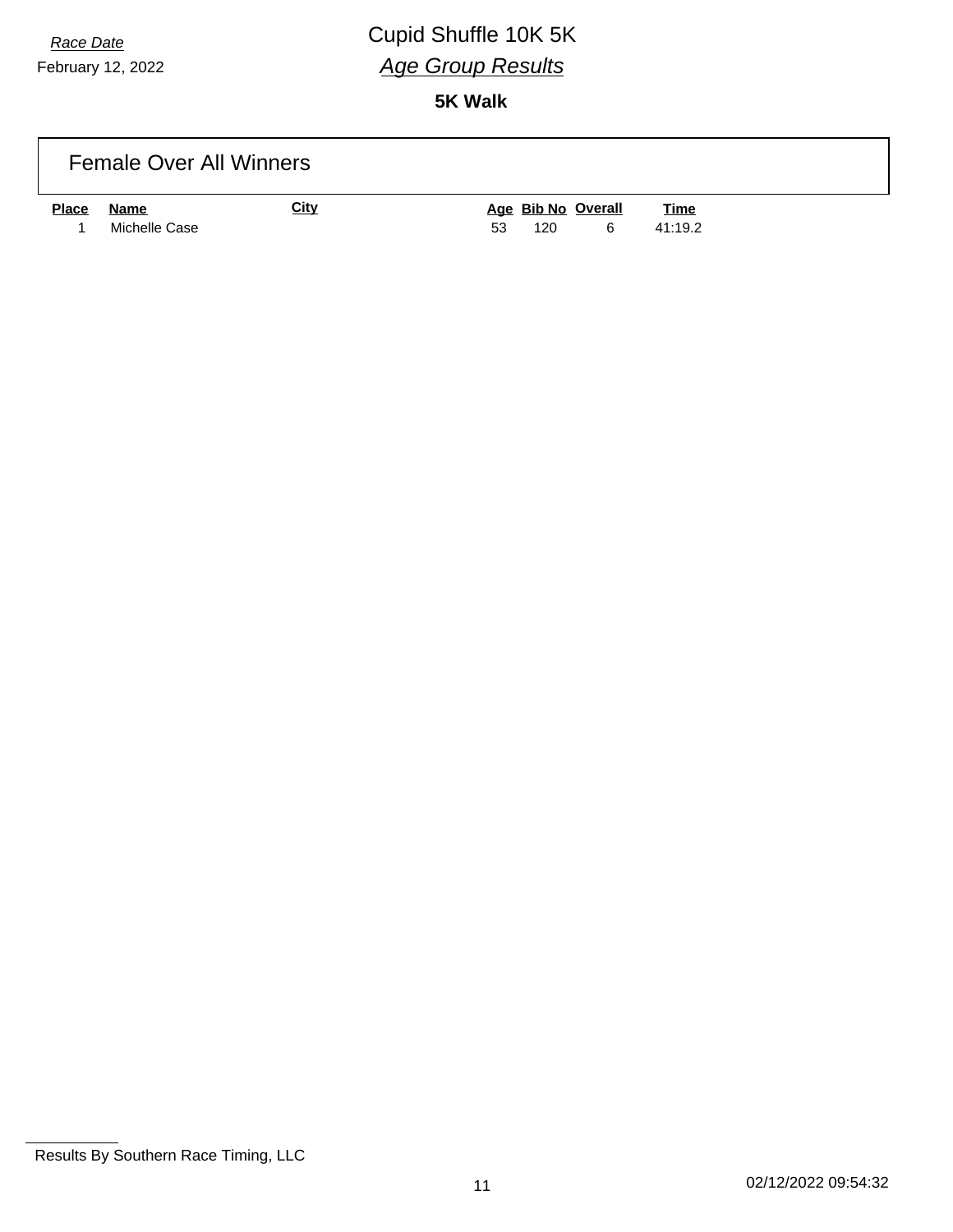*Race Date*

February 12, 2022

# Cupid Shuffle 10K 5K

## *Age Group Results*

**5K Walk**

### Female Over All Winners

| Place | Name | City | Age | Bib No | Overall | Time |
|---|---|---|---|---|---|---|
| 1 | Michelle Case | | 53 | 120 | 6 | 41:19.2 |

Results By Southern Race Timing, LLC

02/12/2022 09:54:32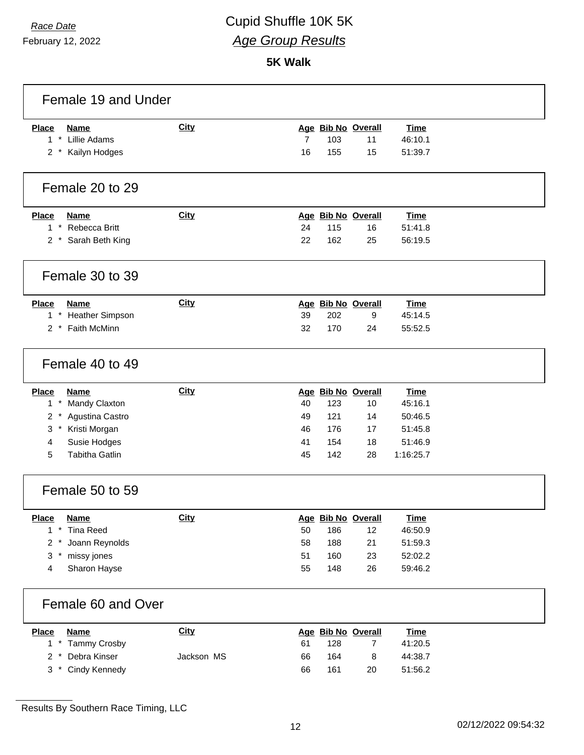*Race Date*
February 12, 2022

# Cupid Shuffle 10K 5K

## *Age Group Results*

### 5K Walk

#### Female 19 and Under

| Place | Name | City | Age | Bib No | Overall | Time |
|---|---|---|---|---|---|---|
| 1 * | Lillie Adams | | 7 | 103 | 11 | 46:10.1 |
| 2 * | Kailyn Hodges | | 16 | 155 | 15 | 51:39.7 |

#### Female 20 to 29

| Place | Name | City | Age | Bib No | Overall | Time |
|---|---|---|---|---|---|---|
| 1 * | Rebecca Britt | | 24 | 115 | 16 | 51:41.8 |
| 2 * | Sarah Beth King | | 22 | 162 | 25 | 56:19.5 |

#### Female 30 to 39

| Place | Name | City | Age | Bib No | Overall | Time |
|---|---|---|---|---|---|---|
| 1 * | Heather Simpson | | 39 | 202 | 9 | 45:14.5 |
| 2 * | Faith McMinn | | 32 | 170 | 24 | 55:52.5 |

#### Female 40 to 49

| Place | Name | City | Age | Bib No | Overall | Time |
|---|---|---|---|---|---|---|
| 1 * | Mandy Claxton | | 40 | 123 | 10 | 45:16.1 |
| 2 * | Agustina Castro | | 49 | 121 | 14 | 50:46.5 |
| 3 * | Kristi Morgan | | 46 | 176 | 17 | 51:45.8 |
| 4 | Susie Hodges | | 41 | 154 | 18 | 51:46.9 |
| 5 | Tabitha Gatlin | | 45 | 142 | 28 | 1:16:25.7 |

#### Female 50 to 59

| Place | Name | City | Age | Bib No | Overall | Time |
|---|---|---|---|---|---|---|
| 1 * | Tina Reed | | 50 | 186 | 12 | 46:50.9 |
| 2 * | Joann Reynolds | | 58 | 188 | 21 | 51:59.3 |
| 3 * | missy jones | | 51 | 160 | 23 | 52:02.2 |
| 4 | Sharon Hayse | | 55 | 148 | 26 | 59:46.2 |

#### Female 60 and Over

| Place | Name | City | Age | Bib No | Overall | Time |
|---|---|---|---|---|---|---|
| 1 * | Tammy Crosby | | 61 | 128 | 7 | 41:20.5 |
| 2 * | Debra Kinser | Jackson MS | 66 | 164 | 8 | 44:38.7 |
| 3 * | Cindy Kennedy | | 66 | 161 | 20 | 51:56.2 |

Results By Southern Race Timing, LLC

02/12/2022 09:54:32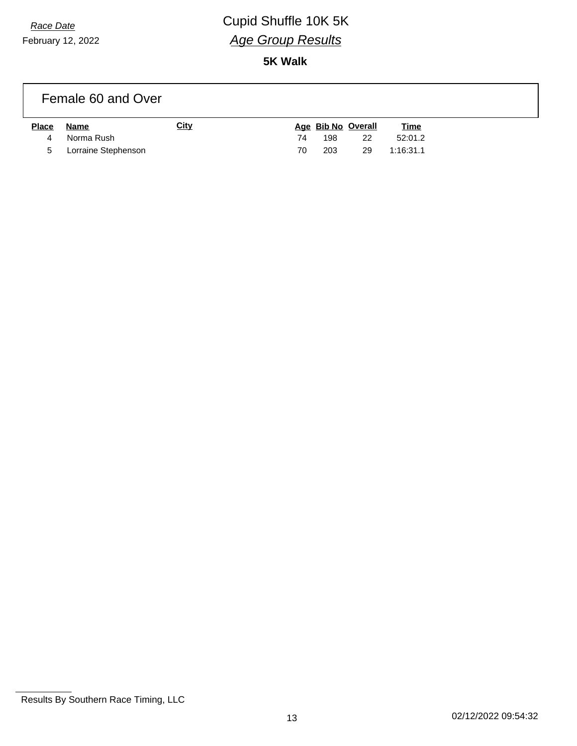*Race Date*
February 12, 2022

# Cupid Shuffle 10K 5K

## *Age Group Results*

**5K Walk**

### Female 60 and Over

| Place | Name | City | Age | Bib No | Overall | Time |
|---|---|---|---|---|---|---|
| 4 | Norma Rush | | 74 | 198 | 22 | 52:01.2 |
| 5 | Lorraine Stephenson | | 70 | 203 | 29 | 1:16:31.1 |

Results By Southern Race Timing, LLC

02/12/2022 09:54:32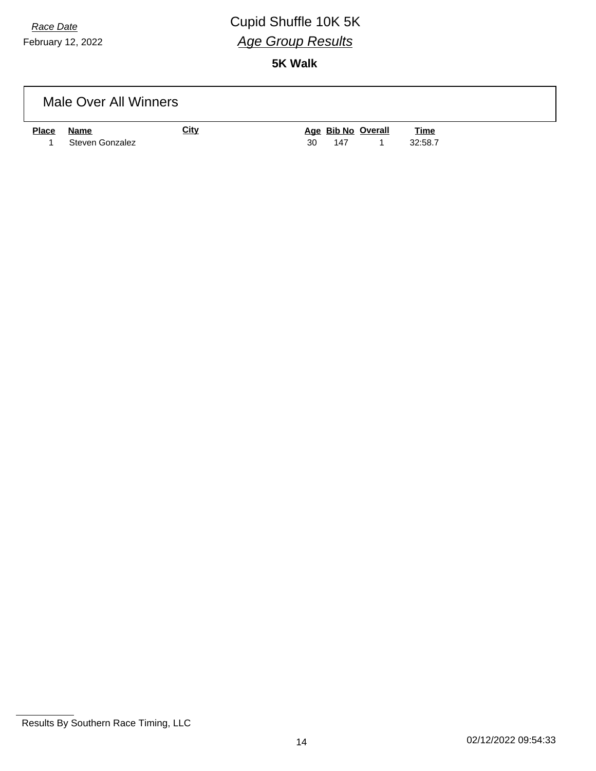*Race Date*
February 12, 2022

# Cupid Shuffle 10K 5K

## *Age Group Results*

### 5K Walk

## Male Over All Winners

| Place | Name | City | Age | Bib No | Overall | Time |
|---|---|---|---|---|---|---|
| 1 | Steven Gonzalez | | 30 | 147 | 1 | 32:58.7 |

Results By Southern Race Timing, LLC

02/12/2022 09:54:33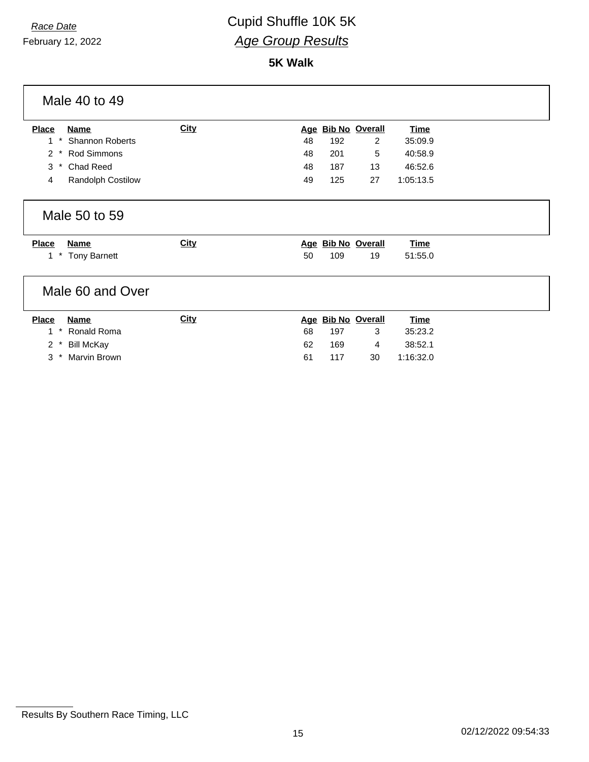*Race Date*

February 12, 2022

# Cupid Shuffle 10K 5K

## *Age Group Results*

### 5K Walk

### Male 40 to 49

| Place | Name | City | Age | Bib No | Overall | Time |
|---|---|---|---|---|---|---|
| 1 * | Shannon Roberts | | 48 | 192 | 2 | 35:09.9 |
| 2 * | Rod Simmons | | 48 | 201 | 5 | 40:58.9 |
| 3 * | Chad Reed | | 48 | 187 | 13 | 46:52.6 |
| 4 | Randolph Costilow | | 49 | 125 | 27 | 1:05:13.5 |

### Male 50 to 59

| Place | Name | City | Age | Bib No | Overall | Time |
|---|---|---|---|---|---|---|
| 1 * | Tony Barnett | | 50 | 109 | 19 | 51:55.0 |

### Male 60 and Over

| Place | Name | City | Age | Bib No | Overall | Time |
|---|---|---|---|---|---|---|
| 1 * | Ronald Roma | | 68 | 197 | 3 | 35:23.2 |
| 2 * | Bill McKay | | 62 | 169 | 4 | 38:52.1 |
| 3 * | Marvin Brown | | 61 | 117 | 30 | 1:16:32.0 |

Results By Southern Race Timing, LLC

02/12/2022 09:54:33